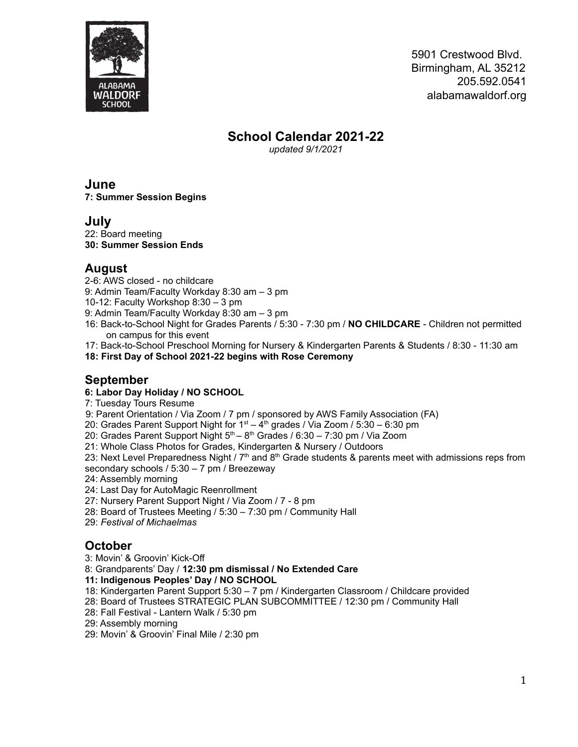ALABAMA WALDORF SCHOOL

5901 Crestwood Blvd.
Birmingham, AL 35212
205.592.0541
alabamawaldorf.org

# School Calendar 2021-22

*updated 9/1/2021*

## June

**7: Summer Session Begins**

## July

22: Board meeting
**30: Summer Session Ends**

## August

2-6: AWS closed - no childcare
9: Admin Team/Faculty Workday 8:30 am – 3 pm
10-12: Faculty Workshop 8:30 – 3 pm
9: Admin Team/Faculty Workday 8:30 am – 3 pm
16: Back-to-School Night for Grades Parents / 5:30 - 7:30 pm / **NO CHILDCARE** - Children not permitted on campus for this event
17: Back-to-School Preschool Morning for Nursery & Kindergarten Parents & Students / 8:30 - 11:30 am
**18: First Day of School 2021-22 begins with Rose Ceremony**

## September

**6: Labor Day Holiday / NO SCHOOL**
7: Tuesday Tours Resume
9: Parent Orientation / Via Zoom / 7 pm / sponsored by AWS Family Association (FA)
20: Grades Parent Support Night for 1st – 4th grades / Via Zoom / 5:30 – 6:30 pm
20: Grades Parent Support Night 5th – 8th Grades / 6:30 – 7:30 pm / Via Zoom
21: Whole Class Photos for Grades, Kindergarten & Nursery / Outdoors
23: Next Level Preparedness Night / 7th and 8th Grade students & parents meet with admissions reps from secondary schools / 5:30 – 7 pm / Breezeway
24: Assembly morning
24: Last Day for AutoMagic Reenrollment
27: Nursery Parent Support Night / Via Zoom / 7 - 8 pm
28: Board of Trustees Meeting / 5:30 – 7:30 pm / Community Hall
29: *Festival of Michaelmas*

## October

3: Movin' & Groovin' Kick-Off
8: Grandparents' Day / **12:30 pm dismissal / No Extended Care**
**11: Indigenous Peoples' Day / NO SCHOOL**
18: Kindergarten Parent Support 5:30 – 7 pm / Kindergarten Classroom / Childcare provided
28: Board of Trustees STRATEGIC PLAN SUBCOMMITTEE / 12:30 pm / Community Hall
28: Fall Festival - Lantern Walk / 5:30 pm
29: Assembly morning
29: Movin' & Groovin' Final Mile / 2:30 pm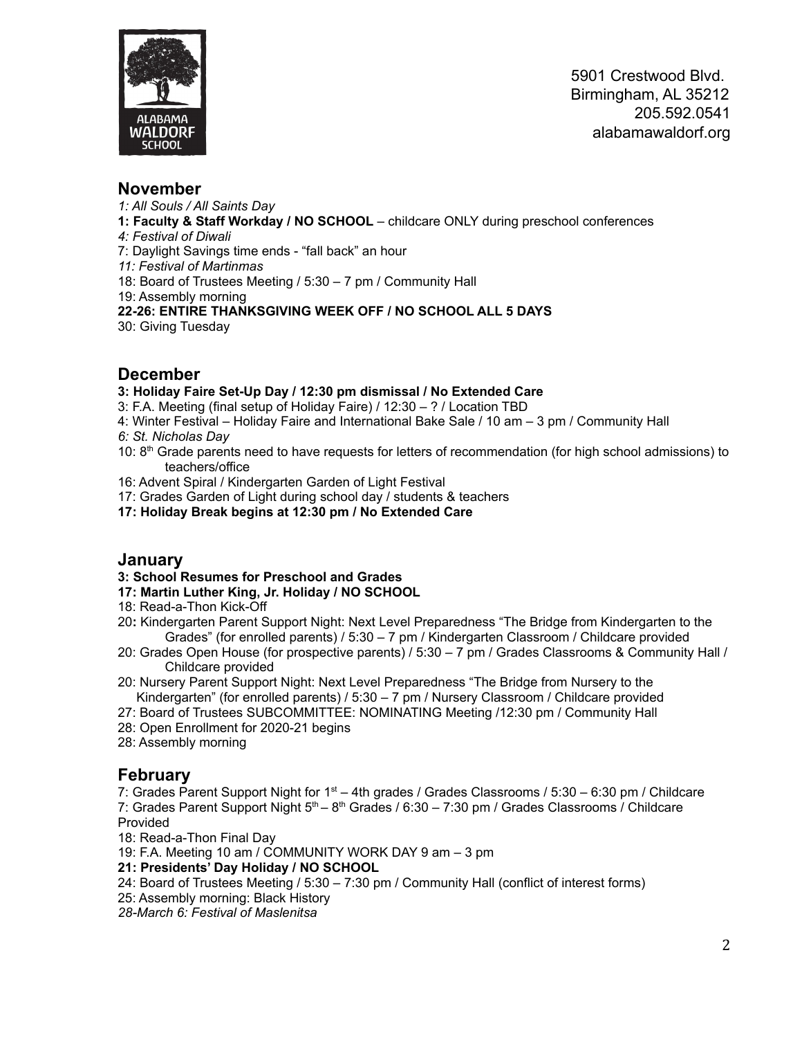ALABAMA WALDORF SCHOOL

5901 Crestwood Blvd.
Birmingham, AL 35212
205.592.0541
alabamawaldorf.org

## November

*1: All Souls / All Saints Day*
**1: Faculty & Staff Workday / NO SCHOOL** – childcare ONLY during preschool conferences
*4: Festival of Diwali*
7: Daylight Savings time ends - "fall back" an hour
*11: Festival of Martinmas*
18: Board of Trustees Meeting / 5:30 – 7 pm / Community Hall
19: Assembly morning
**22-26: ENTIRE THANKSGIVING WEEK OFF / NO SCHOOL ALL 5 DAYS**
30: Giving Tuesday

## December

**3: Holiday Faire Set-Up Day / 12:30 pm dismissal / No Extended Care**
3: F.A. Meeting (final setup of Holiday Faire) / 12:30 – ? / Location TBD
4: Winter Festival – Holiday Faire and International Bake Sale / 10 am – 3 pm / Community Hall
*6: St. Nicholas Day*
10: 8th Grade parents need to have requests for letters of recommendation (for high school admissions) to teachers/office
16: Advent Spiral / Kindergarten Garden of Light Festival
17: Grades Garden of Light during school day / students & teachers
**17: Holiday Break begins at 12:30 pm / No Extended Care**

## January

**3: School Resumes for Preschool and Grades**
**17: Martin Luther King, Jr. Holiday / NO SCHOOL**
18: Read-a-Thon Kick-Off
20: Kindergarten Parent Support Night: Next Level Preparedness "The Bridge from Kindergarten to the Grades" (for enrolled parents) / 5:30 – 7 pm / Kindergarten Classroom / Childcare provided
20: Grades Open House (for prospective parents) / 5:30 – 7 pm / Grades Classrooms & Community Hall / Childcare provided
20: Nursery Parent Support Night: Next Level Preparedness "The Bridge from Nursery to the Kindergarten" (for enrolled parents) / 5:30 – 7 pm / Nursery Classroom / Childcare provided
27: Board of Trustees SUBCOMMITTEE: NOMINATING Meeting /12:30 pm / Community Hall
28: Open Enrollment for 2020-21 begins
28: Assembly morning

## February

7: Grades Parent Support Night for 1st – 4th grades / Grades Classrooms / 5:30 – 6:30 pm / Childcare
7: Grades Parent Support Night 5th – 8th Grades / 6:30 – 7:30 pm / Grades Classrooms / Childcare Provided
18: Read-a-Thon Final Day
19: F.A. Meeting 10 am / COMMUNITY WORK DAY 9 am – 3 pm
**21: Presidents' Day Holiday / NO SCHOOL**
24: Board of Trustees Meeting / 5:30 – 7:30 pm / Community Hall (conflict of interest forms)
25: Assembly morning: Black History
*28-March 6: Festival of Maslenitsa*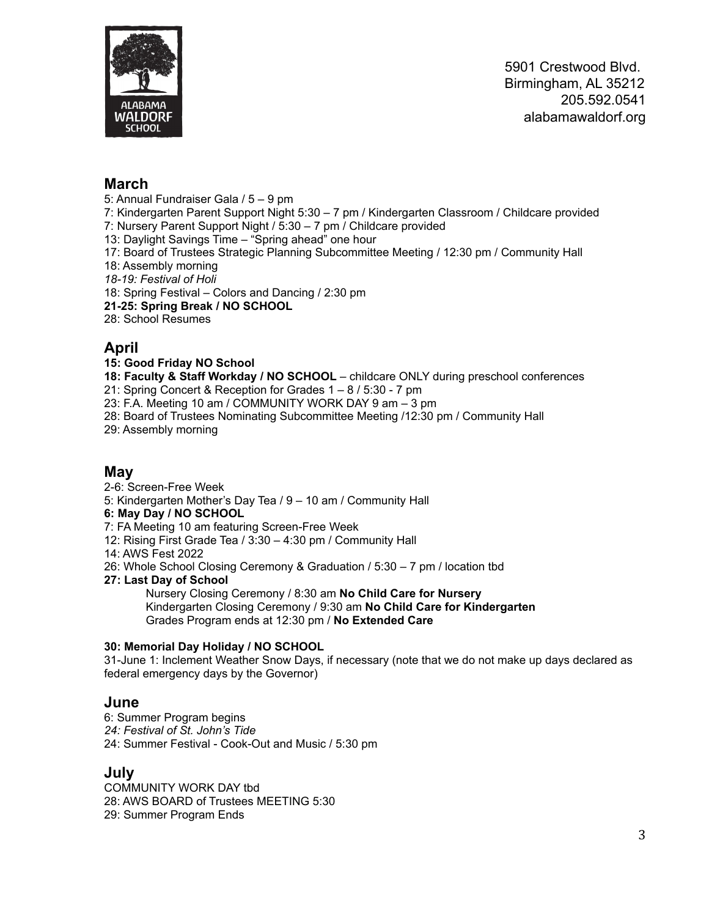5901 Crestwood Blvd.
Birmingham, AL 35212
205.592.0541
alabamawaldorf.org

## March

5: Annual Fundraiser Gala / 5 – 9 pm
7: Kindergarten Parent Support Night 5:30 – 7 pm / Kindergarten Classroom / Childcare provided
7: Nursery Parent Support Night / 5:30 – 7 pm / Childcare provided
13: Daylight Savings Time – "Spring ahead" one hour
17: Board of Trustees Strategic Planning Subcommittee Meeting / 12:30 pm / Community Hall
18: Assembly morning
*18-19: Festival of Holi*
18: Spring Festival – Colors and Dancing / 2:30 pm
**21-25: Spring Break / NO SCHOOL**
28: School Resumes

## April

**15: Good Friday NO School**
**18: Faculty & Staff Workday / NO SCHOOL** – childcare ONLY during preschool conferences
21: Spring Concert & Reception for Grades 1 – 8 / 5:30 - 7 pm
23: F.A. Meeting 10 am / COMMUNITY WORK DAY 9 am – 3 pm
28: Board of Trustees Nominating Subcommittee Meeting /12:30 pm / Community Hall
29: Assembly morning

## May

2-6: Screen-Free Week
5: Kindergarten Mother's Day Tea / 9 – 10 am / Community Hall
**6: May Day / NO SCHOOL**
7: FA Meeting 10 am featuring Screen-Free Week
12: Rising First Grade Tea / 3:30 – 4:30 pm / Community Hall
14: AWS Fest 2022
26: Whole School Closing Ceremony & Graduation / 5:30 – 7 pm / location tbd
**27: Last Day of School**

Nursery Closing Ceremony / 8:30 am **No Child Care for Nursery**
Kindergarten Closing Ceremony / 9:30 am **No Child Care for Kindergarten**
Grades Program ends at 12:30 pm / **No Extended Care**

**30: Memorial Day Holiday / NO SCHOOL**
31-June 1: Inclement Weather Snow Days, if necessary (note that we do not make up days declared as federal emergency days by the Governor)

## June

6: Summer Program begins
*24: Festival of St. John's Tide*
24: Summer Festival - Cook-Out and Music / 5:30 pm

## July

COMMUNITY WORK DAY tbd
28: AWS BOARD of Trustees MEETING 5:30
29: Summer Program Ends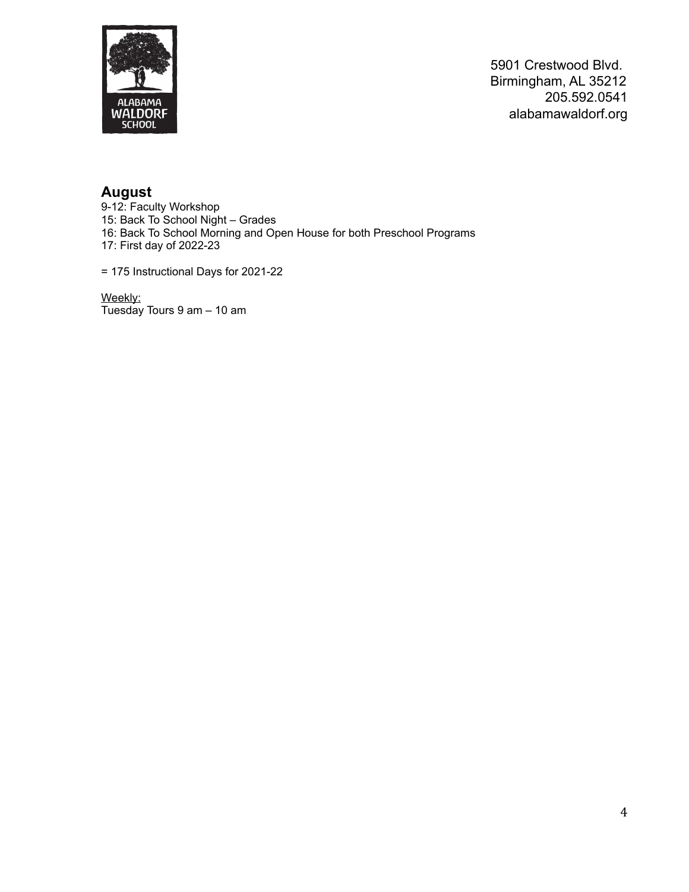5901 Crestwood Blvd.
Birmingham, AL 35212
205.592.0541
alabamawaldorf.org

## August

9-12: Faculty Workshop
15: Back To School Night – Grades
16: Back To School Morning and Open House for both Preschool Programs
17: First day of 2022-23

= 175 Instructional Days for 2021-22

Weekly:
Tuesday Tours 9 am – 10 am